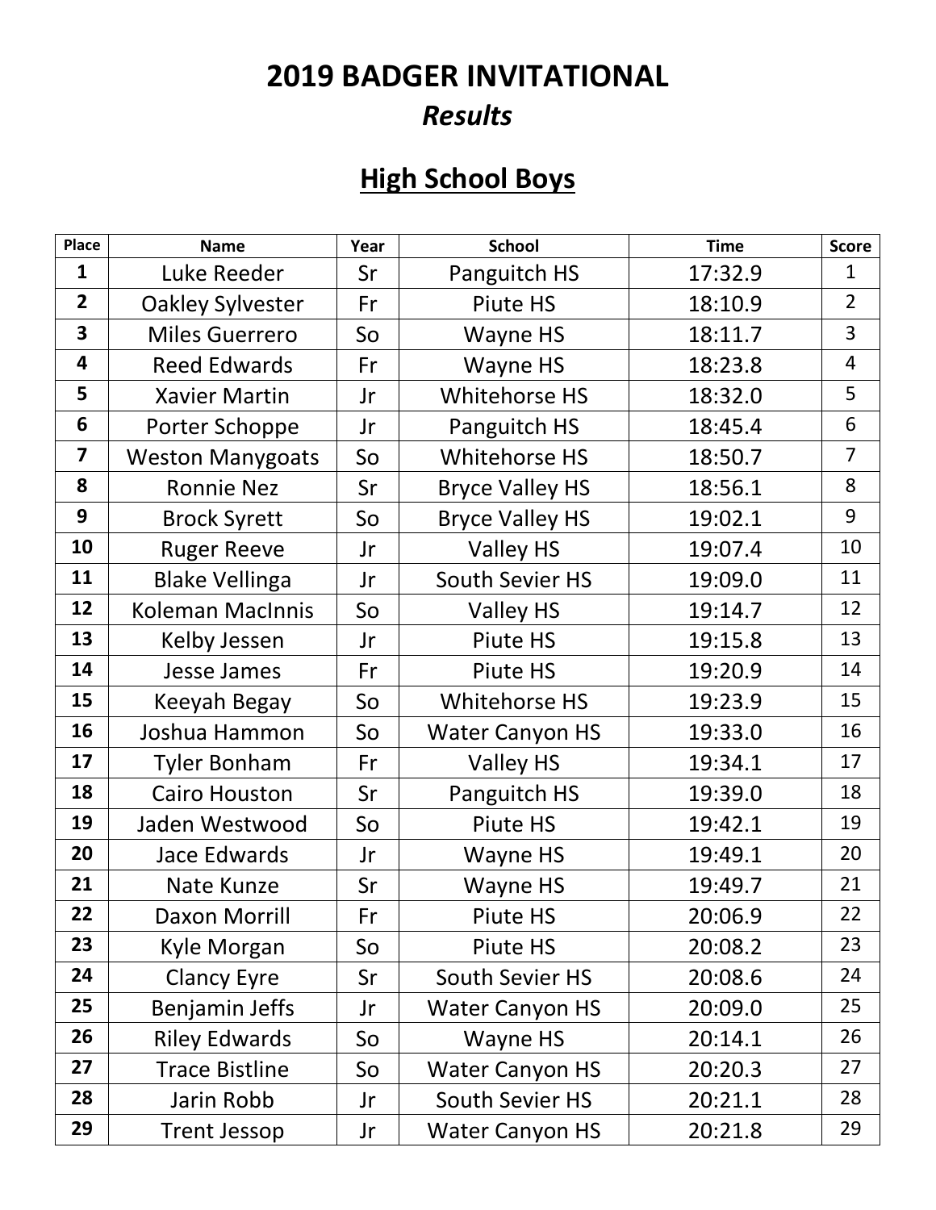# 2019 BADGER INVITATIONAL

## *Results*

## High School Boys

| Place | Name | Year | School | Time | Score |
|---|---|---|---|---|---|
| 1 | Luke Reeder | Sr | Panguitch HS | 17:32.9 | 1 |
| 2 | Oakley Sylvester | Fr | Piute HS | 18:10.9 | 2 |
| 3 | Miles Guerrero | So | Wayne HS | 18:11.7 | 3 |
| 4 | Reed Edwards | Fr | Wayne HS | 18:23.8 | 4 |
| 5 | Xavier Martin | Jr | Whitehorse HS | 18:32.0 | 5 |
| 6 | Porter Schoppe | Jr | Panguitch HS | 18:45.4 | 6 |
| 7 | Weston Manygoats | So | Whitehorse HS | 18:50.7 | 7 |
| 8 | Ronnie Nez | Sr | Bryce Valley HS | 18:56.1 | 8 |
| 9 | Brock Syrett | So | Bryce Valley HS | 19:02.1 | 9 |
| 10 | Ruger Reeve | Jr | Valley HS | 19:07.4 | 10 |
| 11 | Blake Vellinga | Jr | South Sevier HS | 19:09.0 | 11 |
| 12 | Koleman MacInnis | So | Valley HS | 19:14.7 | 12 |
| 13 | Kelby Jessen | Jr | Piute HS | 19:15.8 | 13 |
| 14 | Jesse James | Fr | Piute HS | 19:20.9 | 14 |
| 15 | Keeyah Begay | So | Whitehorse HS | 19:23.9 | 15 |
| 16 | Joshua Hammon | So | Water Canyon HS | 19:33.0 | 16 |
| 17 | Tyler Bonham | Fr | Valley HS | 19:34.1 | 17 |
| 18 | Cairo Houston | Sr | Panguitch HS | 19:39.0 | 18 |
| 19 | Jaden Westwood | So | Piute HS | 19:42.1 | 19 |
| 20 | Jace Edwards | Jr | Wayne HS | 19:49.1 | 20 |
| 21 | Nate Kunze | Sr | Wayne HS | 19:49.7 | 21 |
| 22 | Daxon Morrill | Fr | Piute HS | 20:06.9 | 22 |
| 23 | Kyle Morgan | So | Piute HS | 20:08.2 | 23 |
| 24 | Clancy Eyre | Sr | South Sevier HS | 20:08.6 | 24 |
| 25 | Benjamin Jeffs | Jr | Water Canyon HS | 20:09.0 | 25 |
| 26 | Riley Edwards | So | Wayne HS | 20:14.1 | 26 |
| 27 | Trace Bistline | So | Water Canyon HS | 20:20.3 | 27 |
| 28 | Jarin Robb | Jr | South Sevier HS | 20:21.1 | 28 |
| 29 | Trent Jessop | Jr | Water Canyon HS | 20:21.8 | 29 |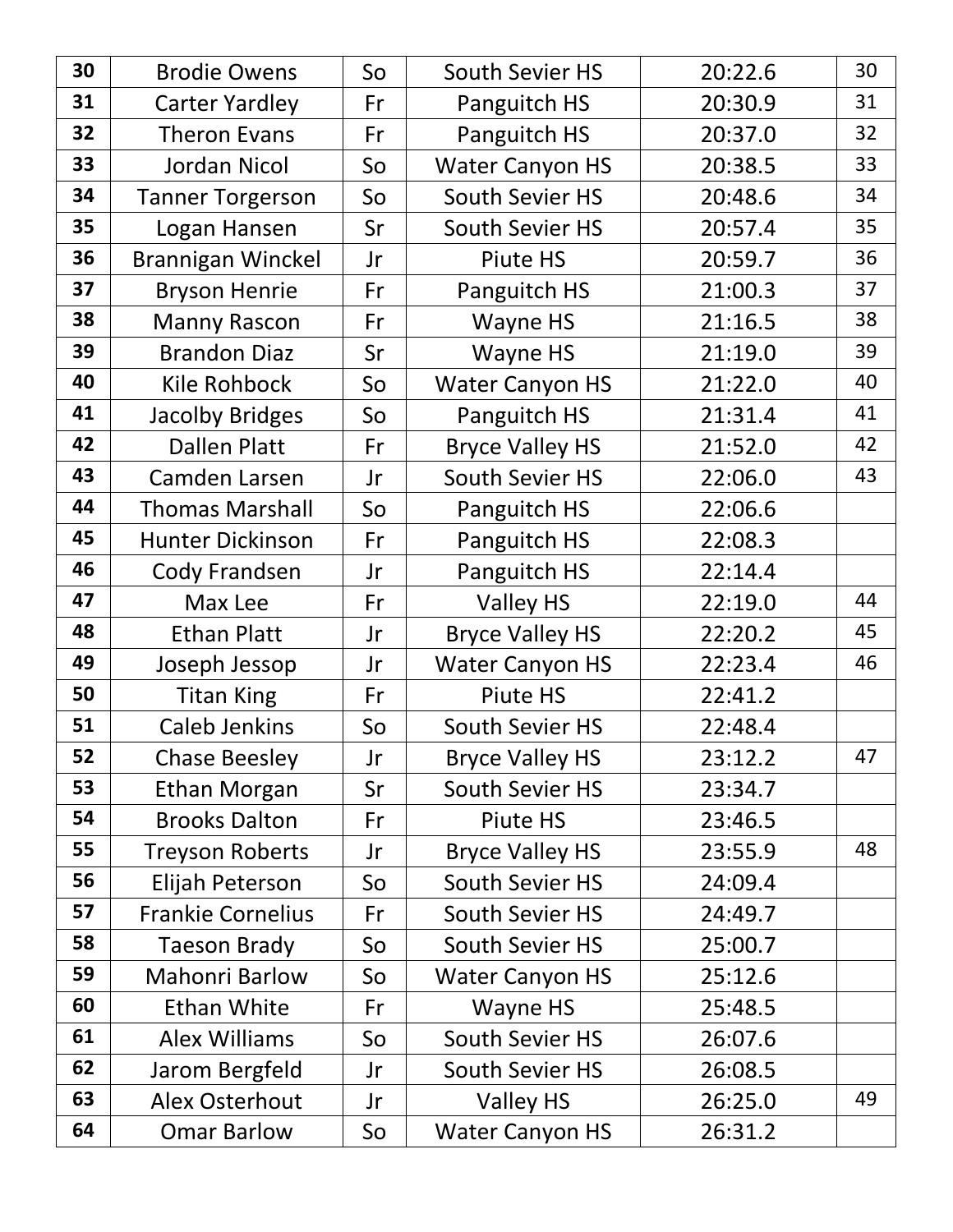| | | | | | |
|---|---|---|---|---|---|
| 30 | Brodie Owens | So | South Sevier HS | 20:22.6 | 30 |
| 31 | Carter Yardley | Fr | Panguitch HS | 20:30.9 | 31 |
| 32 | Theron Evans | Fr | Panguitch HS | 20:37.0 | 32 |
| 33 | Jordan Nicol | So | Water Canyon HS | 20:38.5 | 33 |
| 34 | Tanner Torgerson | So | South Sevier HS | 20:48.6 | 34 |
| 35 | Logan Hansen | Sr | South Sevier HS | 20:57.4 | 35 |
| 36 | Brannigan Winckel | Jr | Piute HS | 20:59.7 | 36 |
| 37 | Bryson Henrie | Fr | Panguitch HS | 21:00.3 | 37 |
| 38 | Manny Rascon | Fr | Wayne HS | 21:16.5 | 38 |
| 39 | Brandon Diaz | Sr | Wayne HS | 21:19.0 | 39 |
| 40 | Kile Rohbock | So | Water Canyon HS | 21:22.0 | 40 |
| 41 | Jacolby Bridges | So | Panguitch HS | 21:31.4 | 41 |
| 42 | Dallen Platt | Fr | Bryce Valley HS | 21:52.0 | 42 |
| 43 | Camden Larsen | Jr | South Sevier HS | 22:06.0 | 43 |
| 44 | Thomas Marshall | So | Panguitch HS | 22:06.6 | |
| 45 | Hunter Dickinson | Fr | Panguitch HS | 22:08.3 | |
| 46 | Cody Frandsen | Jr | Panguitch HS | 22:14.4 | |
| 47 | Max Lee | Fr | Valley HS | 22:19.0 | 44 |
| 48 | Ethan Platt | Jr | Bryce Valley HS | 22:20.2 | 45 |
| 49 | Joseph Jessop | Jr | Water Canyon HS | 22:23.4 | 46 |
| 50 | Titan King | Fr | Piute HS | 22:41.2 | |
| 51 | Caleb Jenkins | So | South Sevier HS | 22:48.4 | |
| 52 | Chase Beesley | Jr | Bryce Valley HS | 23:12.2 | 47 |
| 53 | Ethan Morgan | Sr | South Sevier HS | 23:34.7 | |
| 54 | Brooks Dalton | Fr | Piute HS | 23:46.5 | |
| 55 | Treyson Roberts | Jr | Bryce Valley HS | 23:55.9 | 48 |
| 56 | Elijah Peterson | So | South Sevier HS | 24:09.4 | |
| 57 | Frankie Cornelius | Fr | South Sevier HS | 24:49.7 | |
| 58 | Taeson Brady | So | South Sevier HS | 25:00.7 | |
| 59 | Mahonri Barlow | So | Water Canyon HS | 25:12.6 | |
| 60 | Ethan White | Fr | Wayne HS | 25:48.5 | |
| 61 | Alex Williams | So | South Sevier HS | 26:07.6 | |
| 62 | Jarom Bergfeld | Jr | South Sevier HS | 26:08.5 | |
| 63 | Alex Osterhout | Jr | Valley HS | 26:25.0 | 49 |
| 64 | Omar Barlow | So | Water Canyon HS | 26:31.2 | |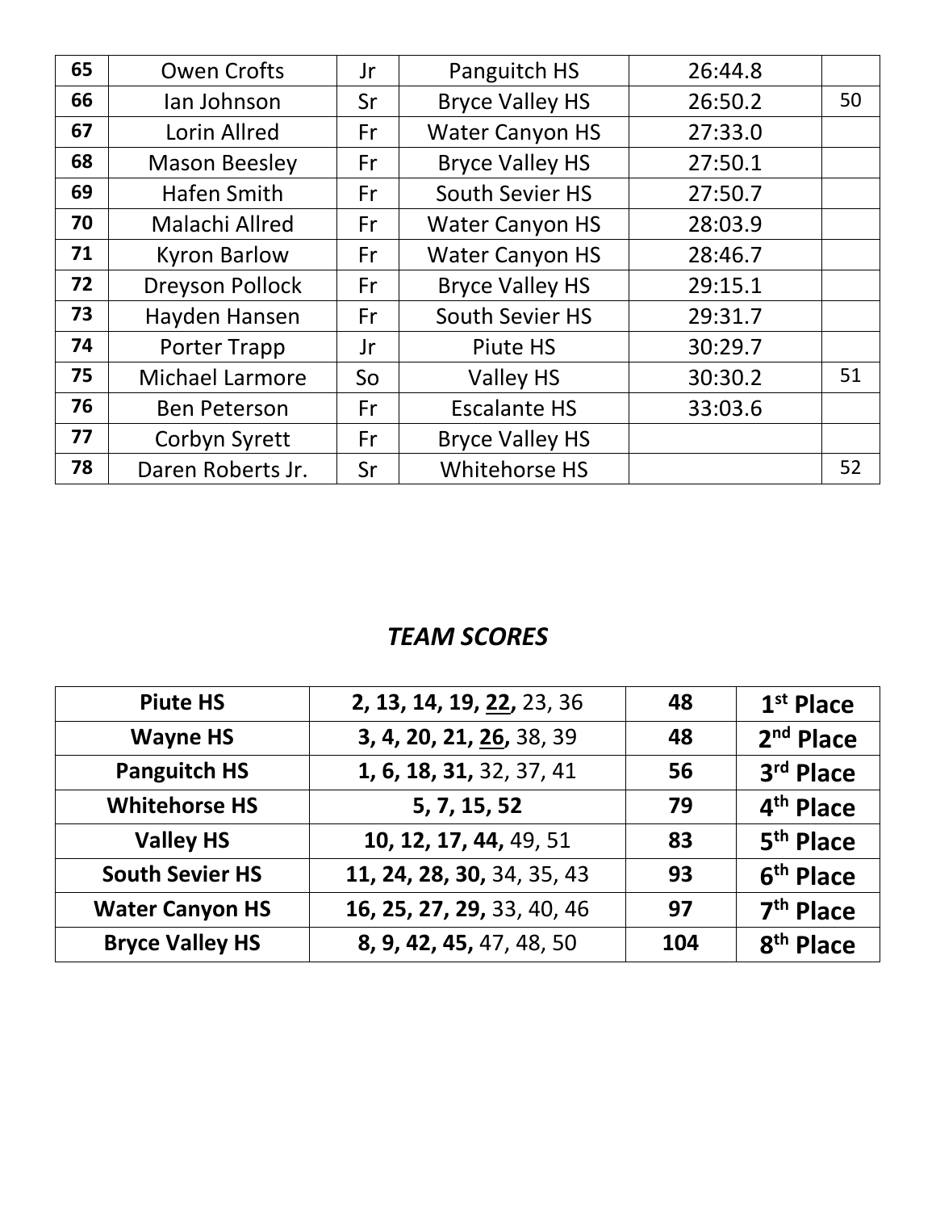| 65 | Owen Crofts | Jr | Panguitch HS | 26:44.8 | |
|---|---|---|---|---|---|
| 66 | Ian Johnson | Sr | Bryce Valley HS | 26:50.2 | 50 |
| 67 | Lorin Allred | Fr | Water Canyon HS | 27:33.0 | |
| 68 | Mason Beesley | Fr | Bryce Valley HS | 27:50.1 | |
| 69 | Hafen Smith | Fr | South Sevier HS | 27:50.7 | |
| 70 | Malachi Allred | Fr | Water Canyon HS | 28:03.9 | |
| 71 | Kyron Barlow | Fr | Water Canyon HS | 28:46.7 | |
| 72 | Dreyson Pollock | Fr | Bryce Valley HS | 29:15.1 | |
| 73 | Hayden Hansen | Fr | South Sevier HS | 29:31.7 | |
| 74 | Porter Trapp | Jr | Piute HS | 30:29.7 | |
| 75 | Michael Larmore | So | Valley HS | 30:30.2 | 51 |
| 76 | Ben Peterson | Fr | Escalante HS | 33:03.6 | |
| 77 | Corbyn Syrett | Fr | Bryce Valley HS | | |
| 78 | Daren Roberts Jr. | Sr | Whitehorse HS | | 52 |

## *TEAM SCORES*

| Team | Places | Score | Finish |
|---|---|---|---|
| **Piute HS** | **2, 13, 14, 19, 22,** 23, 36 | **48** | **1st Place** |
| **Wayne HS** | **3, 4, 20, 21, 26,** 38, 39 | **48** | **2nd Place** |
| **Panguitch HS** | **1, 6, 18, 31,** 32, 37, 41 | **56** | **3rd Place** |
| **Whitehorse HS** | **5, 7, 15, 52** | **79** | **4th Place** |
| **Valley HS** | **10, 12, 17, 44,** 49, 51 | **83** | **5th Place** |
| **South Sevier HS** | **11, 24, 28, 30,** 34, 35, 43 | **93** | **6th Place** |
| **Water Canyon HS** | **16, 25, 27, 29,** 33, 40, 46 | **97** | **7th Place** |
| **Bryce Valley HS** | **8, 9, 42, 45,** 47, 48, 50 | **104** | **8th Place** |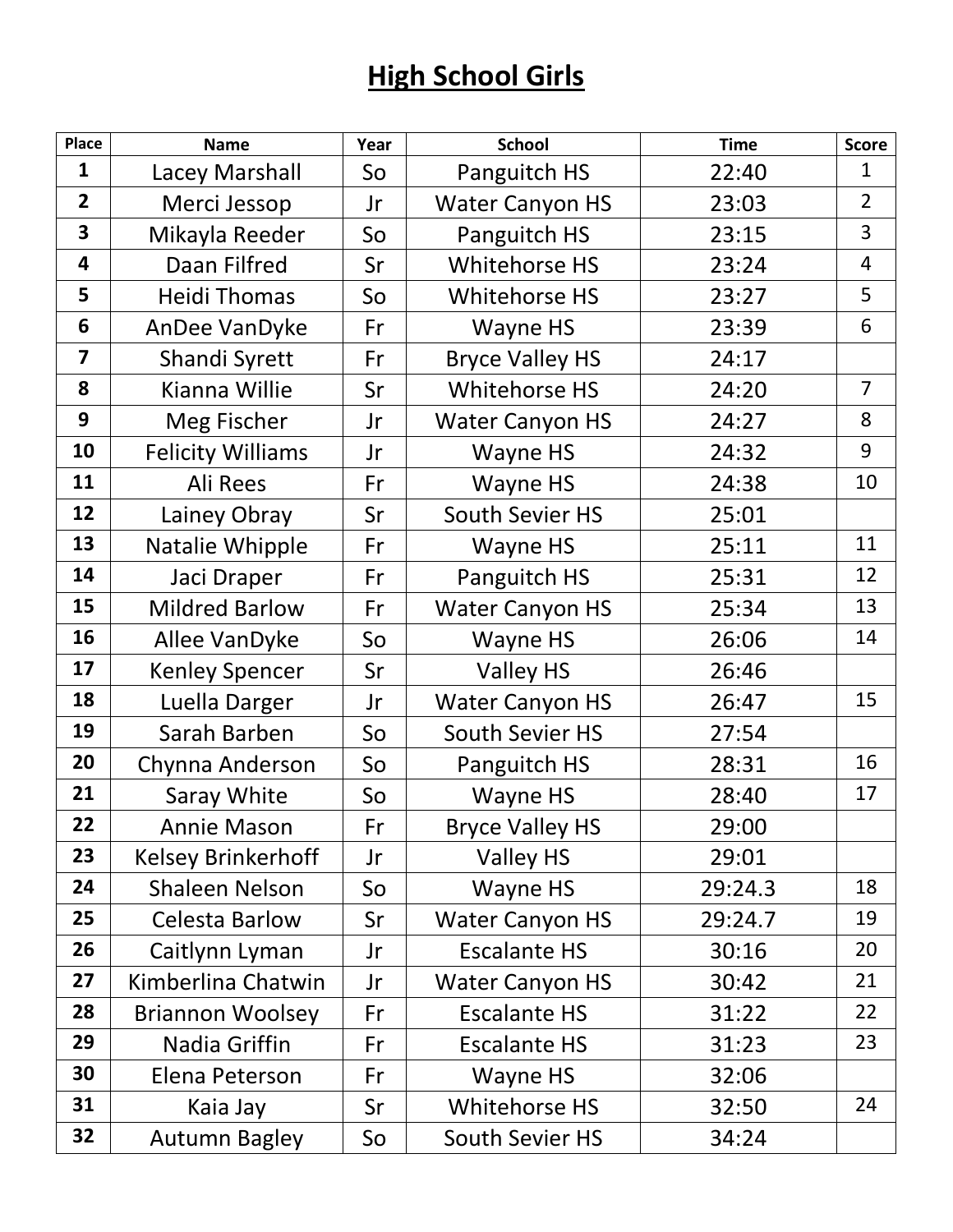# High School Girls

| Place | Name | Year | School | Time | Score |
|---|---|---|---|---|---|
| 1 | Lacey Marshall | So | Panguitch HS | 22:40 | 1 |
| 2 | Merci Jessop | Jr | Water Canyon HS | 23:03 | 2 |
| 3 | Mikayla Reeder | So | Panguitch HS | 23:15 | 3 |
| 4 | Daan Filfred | Sr | Whitehorse HS | 23:24 | 4 |
| 5 | Heidi Thomas | So | Whitehorse HS | 23:27 | 5 |
| 6 | AnDee VanDyke | Fr | Wayne HS | 23:39 | 6 |
| 7 | Shandi Syrett | Fr | Bryce Valley HS | 24:17 | |
| 8 | Kianna Willie | Sr | Whitehorse HS | 24:20 | 7 |
| 9 | Meg Fischer | Jr | Water Canyon HS | 24:27 | 8 |
| 10 | Felicity Williams | Jr | Wayne HS | 24:32 | 9 |
| 11 | Ali Rees | Fr | Wayne HS | 24:38 | 10 |
| 12 | Lainey Obray | Sr | South Sevier HS | 25:01 | |
| 13 | Natalie Whipple | Fr | Wayne HS | 25:11 | 11 |
| 14 | Jaci Draper | Fr | Panguitch HS | 25:31 | 12 |
| 15 | Mildred Barlow | Fr | Water Canyon HS | 25:34 | 13 |
| 16 | Allee VanDyke | So | Wayne HS | 26:06 | 14 |
| 17 | Kenley Spencer | Sr | Valley HS | 26:46 | |
| 18 | Luella Darger | Jr | Water Canyon HS | 26:47 | 15 |
| 19 | Sarah Barben | So | South Sevier HS | 27:54 | |
| 20 | Chynna Anderson | So | Panguitch HS | 28:31 | 16 |
| 21 | Saray White | So | Wayne HS | 28:40 | 17 |
| 22 | Annie Mason | Fr | Bryce Valley HS | 29:00 | |
| 23 | Kelsey Brinkerhoff | Jr | Valley HS | 29:01 | |
| 24 | Shaleen Nelson | So | Wayne HS | 29:24.3 | 18 |
| 25 | Celesta Barlow | Sr | Water Canyon HS | 29:24.7 | 19 |
| 26 | Caitlynn Lyman | Jr | Escalante HS | 30:16 | 20 |
| 27 | Kimberlina Chatwin | Jr | Water Canyon HS | 30:42 | 21 |
| 28 | Briannon Woolsey | Fr | Escalante HS | 31:22 | 22 |
| 29 | Nadia Griffin | Fr | Escalante HS | 31:23 | 23 |
| 30 | Elena Peterson | Fr | Wayne HS | 32:06 | |
| 31 | Kaia Jay | Sr | Whitehorse HS | 32:50 | 24 |
| 32 | Autumn Bagley | So | South Sevier HS | 34:24 | |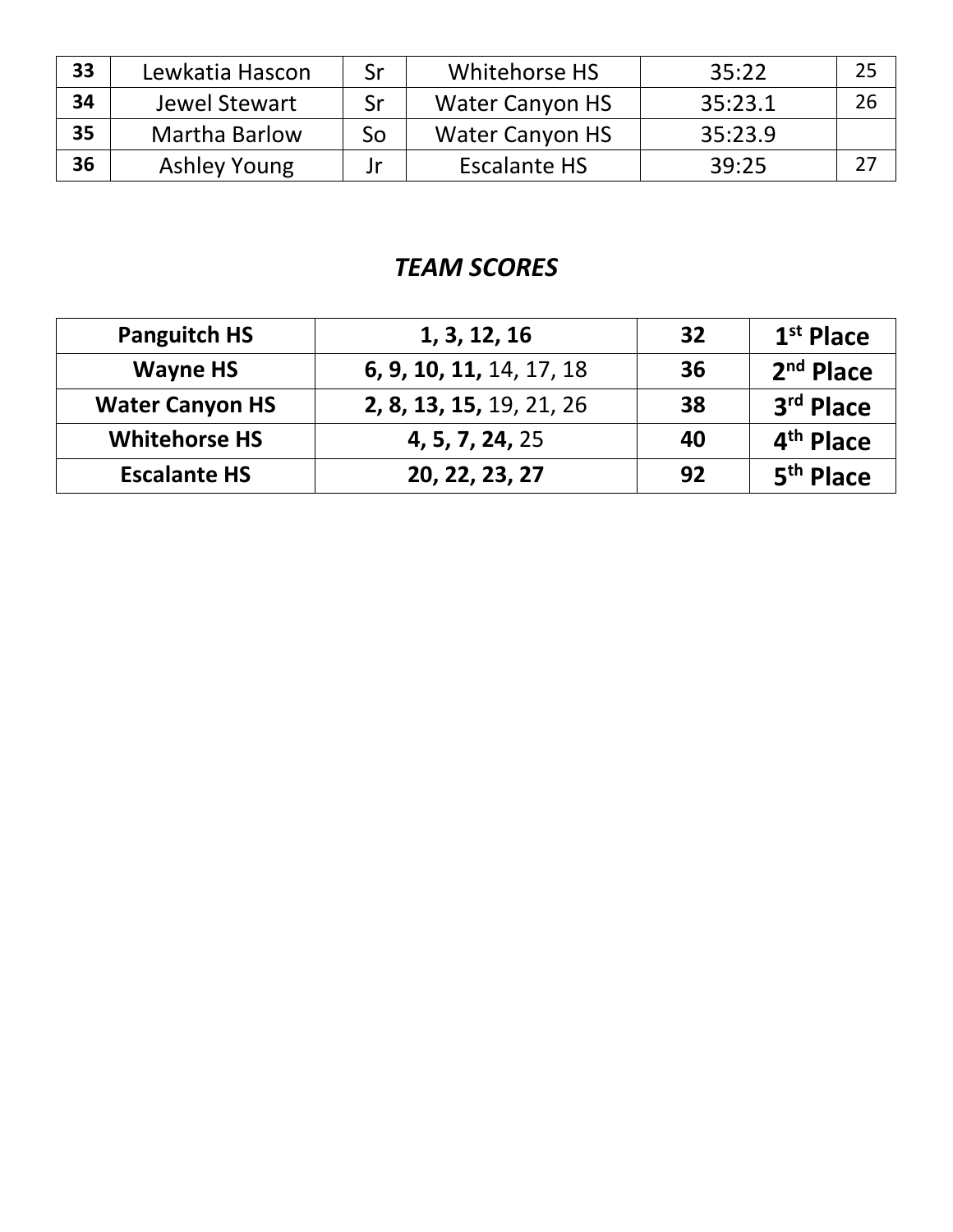| 33 | Lewkatia Hascon | Sr | Whitehorse HS | 35:22 | 25 |
|---|---|---|---|---|---|
| 34 | Jewel Stewart | Sr | Water Canyon HS | 35:23.1 | 26 |
| 35 | Martha Barlow | So | Water Canyon HS | 35:23.9 | |
| 36 | Ashley Young | Jr | Escalante HS | 39:25 | 27 |

## *TEAM SCORES*

| Panguitch HS | 1, 3, 12, 16 | 32 | 1st Place |
|---|---|---|---|
| Wayne HS | **6, 9, 10, 11,** 14, 17, 18 | 36 | 2nd Place |
| Water Canyon HS | **2, 8, 13, 15,** 19, 21, 26 | 38 | 3rd Place |
| Whitehorse HS | **4, 5, 7, 24,** 25 | 40 | 4th Place |
| Escalante HS | 20, 22, 23, 27 | 92 | 5th Place |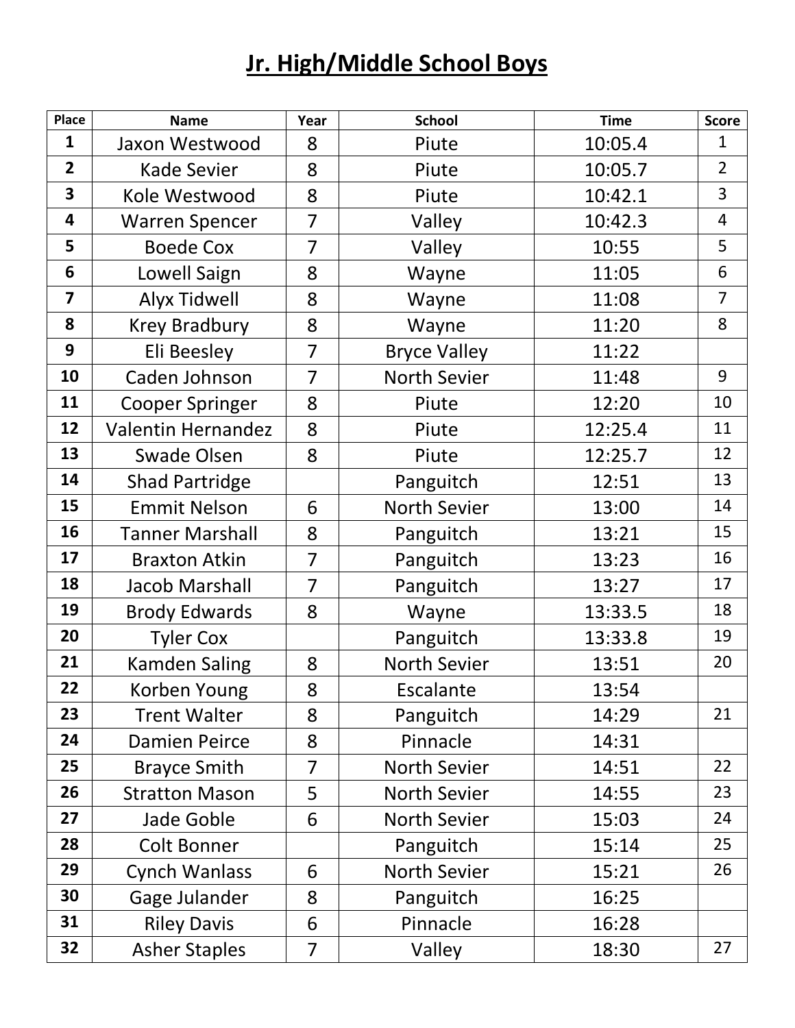# Jr. High/Middle School Boys

| Place | Name | Year | School | Time | Score |
|---|---|---|---|---|---|
| 1 | Jaxon Westwood | 8 | Piute | 10:05.4 | 1 |
| 2 | Kade Sevier | 8 | Piute | 10:05.7 | 2 |
| 3 | Kole Westwood | 8 | Piute | 10:42.1 | 3 |
| 4 | Warren Spencer | 7 | Valley | 10:42.3 | 4 |
| 5 | Boede Cox | 7 | Valley | 10:55 | 5 |
| 6 | Lowell Saign | 8 | Wayne | 11:05 | 6 |
| 7 | Alyx Tidwell | 8 | Wayne | 11:08 | 7 |
| 8 | Krey Bradbury | 8 | Wayne | 11:20 | 8 |
| 9 | Eli Beesley | 7 | Bryce Valley | 11:22 | |
| 10 | Caden Johnson | 7 | North Sevier | 11:48 | 9 |
| 11 | Cooper Springer | 8 | Piute | 12:20 | 10 |
| 12 | Valentin Hernandez | 8 | Piute | 12:25.4 | 11 |
| 13 | Swade Olsen | 8 | Piute | 12:25.7 | 12 |
| 14 | Shad Partridge | | Panguitch | 12:51 | 13 |
| 15 | Emmit Nelson | 6 | North Sevier | 13:00 | 14 |
| 16 | Tanner Marshall | 8 | Panguitch | 13:21 | 15 |
| 17 | Braxton Atkin | 7 | Panguitch | 13:23 | 16 |
| 18 | Jacob Marshall | 7 | Panguitch | 13:27 | 17 |
| 19 | Brody Edwards | 8 | Wayne | 13:33.5 | 18 |
| 20 | Tyler Cox | | Panguitch | 13:33.8 | 19 |
| 21 | Kamden Saling | 8 | North Sevier | 13:51 | 20 |
| 22 | Korben Young | 8 | Escalante | 13:54 | |
| 23 | Trent Walter | 8 | Panguitch | 14:29 | 21 |
| 24 | Damien Peirce | 8 | Pinnacle | 14:31 | |
| 25 | Brayce Smith | 7 | North Sevier | 14:51 | 22 |
| 26 | Stratton Mason | 5 | North Sevier | 14:55 | 23 |
| 27 | Jade Goble | 6 | North Sevier | 15:03 | 24 |
| 28 | Colt Bonner | | Panguitch | 15:14 | 25 |
| 29 | Cynch Wanlass | 6 | North Sevier | 15:21 | 26 |
| 30 | Gage Julander | 8 | Panguitch | 16:25 | |
| 31 | Riley Davis | 6 | Pinnacle | 16:28 | |
| 32 | Asher Staples | 7 | Valley | 18:30 | 27 |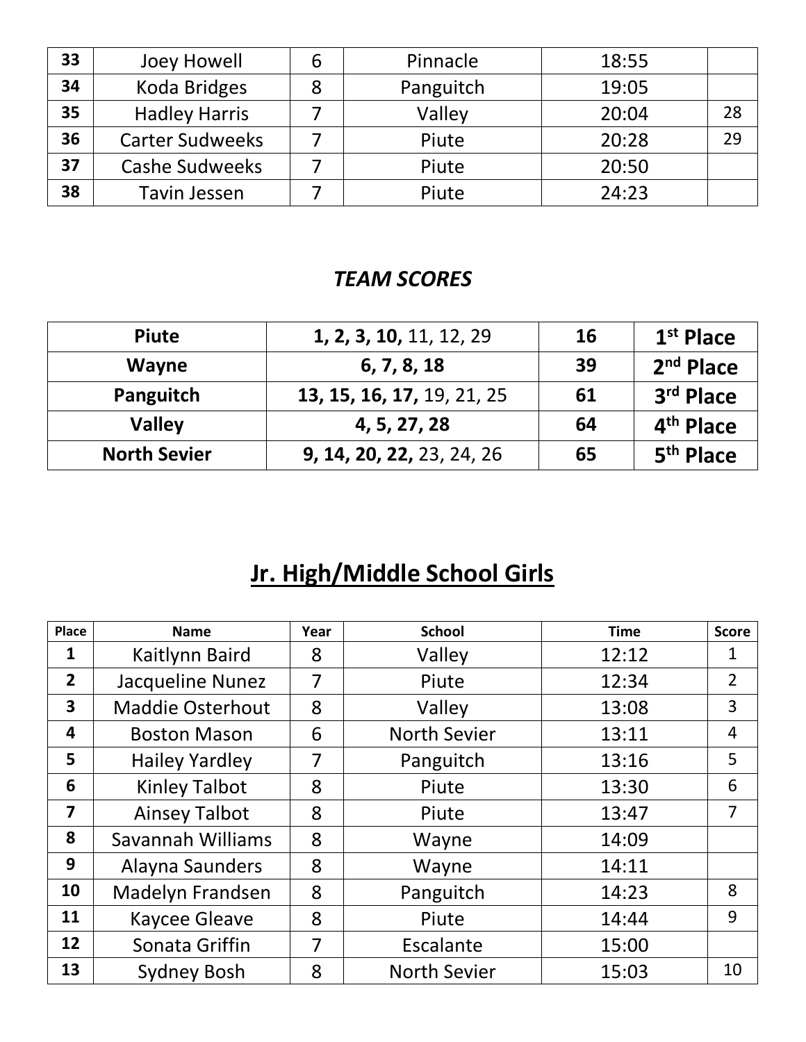| 33 | Joey Howell | 6 | Pinnacle | 18:55 | |
|---|---|---|---|---|---|
| 34 | Koda Bridges | 8 | Panguitch | 19:05 | |
| 35 | Hadley Harris | 7 | Valley | 20:04 | 28 |
| 36 | Carter Sudweeks | 7 | Piute | 20:28 | 29 |
| 37 | Cashe Sudweeks | 7 | Piute | 20:50 | |
| 38 | Tavin Jessen | 7 | Piute | 24:23 | |

### *TEAM SCORES*

| Team | Places | Score | Finish |
|---|---|---|---|
| **Piute** | **1, 2, 3, 10,** 11, 12, 29 | **16** | **1st Place** |
| **Wayne** | **6, 7, 8, 18** | **39** | **2nd Place** |
| **Panguitch** | **13, 15, 16, 17,** 19, 21, 25 | **61** | **3rd Place** |
| **Valley** | **4, 5, 27, 28** | **64** | **4th Place** |
| **North Sevier** | **9, 14, 20, 22,** 23, 24, 26 | **65** | **5th Place** |

# Jr. High/Middle School Girls

| Place | Name | Year | School | Time | Score |
|---|---|---|---|---|---|
| 1 | Kaitlynn Baird | 8 | Valley | 12:12 | 1 |
| 2 | Jacqueline Nunez | 7 | Piute | 12:34 | 2 |
| 3 | Maddie Osterhout | 8 | Valley | 13:08 | 3 |
| 4 | Boston Mason | 6 | North Sevier | 13:11 | 4 |
| 5 | Hailey Yardley | 7 | Panguitch | 13:16 | 5 |
| 6 | Kinley Talbot | 8 | Piute | 13:30 | 6 |
| 7 | Ainsey Talbot | 8 | Piute | 13:47 | 7 |
| 8 | Savannah Williams | 8 | Wayne | 14:09 | |
| 9 | Alayna Saunders | 8 | Wayne | 14:11 | |
| 10 | Madelyn Frandsen | 8 | Panguitch | 14:23 | 8 |
| 11 | Kaycee Gleave | 8 | Piute | 14:44 | 9 |
| 12 | Sonata Griffin | 7 | Escalante | 15:00 | |
| 13 | Sydney Bosh | 8 | North Sevier | 15:03 | 10 |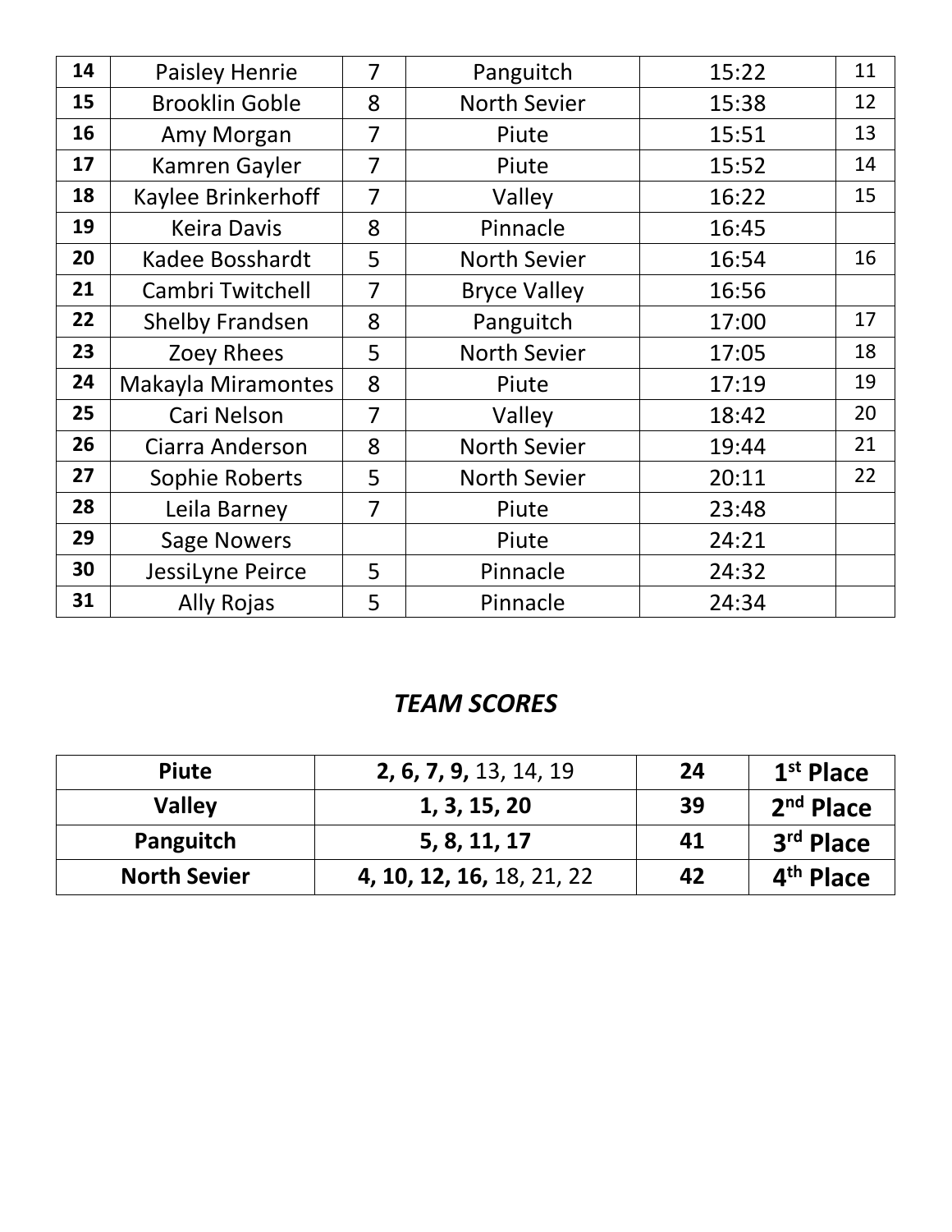| | | | | | |
|---|---|---|---|---|---|
| **14** | Paisley Henrie | 7 | Panguitch | 15:22 | 11 |
| **15** | Brooklin Goble | 8 | North Sevier | 15:38 | 12 |
| **16** | Amy Morgan | 7 | Piute | 15:51 | 13 |
| **17** | Kamren Gayler | 7 | Piute | 15:52 | 14 |
| **18** | Kaylee Brinkerhoff | 7 | Valley | 16:22 | 15 |
| **19** | Keira Davis | 8 | Pinnacle | 16:45 | |
| **20** | Kadee Bosshardt | 5 | North Sevier | 16:54 | 16 |
| **21** | Cambri Twitchell | 7 | Bryce Valley | 16:56 | |
| **22** | Shelby Frandsen | 8 | Panguitch | 17:00 | 17 |
| **23** | Zoey Rhees | 5 | North Sevier | 17:05 | 18 |
| **24** | Makayla Miramontes | 8 | Piute | 17:19 | 19 |
| **25** | Cari Nelson | 7 | Valley | 18:42 | 20 |
| **26** | Ciarra Anderson | 8 | North Sevier | 19:44 | 21 |
| **27** | Sophie Roberts | 5 | North Sevier | 20:11 | 22 |
| **28** | Leila Barney | 7 | Piute | 23:48 | |
| **29** | Sage Nowers | | Piute | 24:21 | |
| **30** | JessiLyne Peirce | 5 | Pinnacle | 24:32 | |
| **31** | Ally Rojas | 5 | Pinnacle | 24:34 | |

## *TEAM SCORES*

| | | | |
|---|---|---|---|
| **Piute** | **2, 6, 7, 9,** 13, 14, 19 | **24** | **1st Place** |
| **Valley** | **1, 3, 15, 20** | **39** | **2nd Place** |
| **Panguitch** | **5, 8, 11, 17** | **41** | **3rd Place** |
| **North Sevier** | **4, 10, 12, 16,** 18, 21, 22 | **42** | **4th Place** |